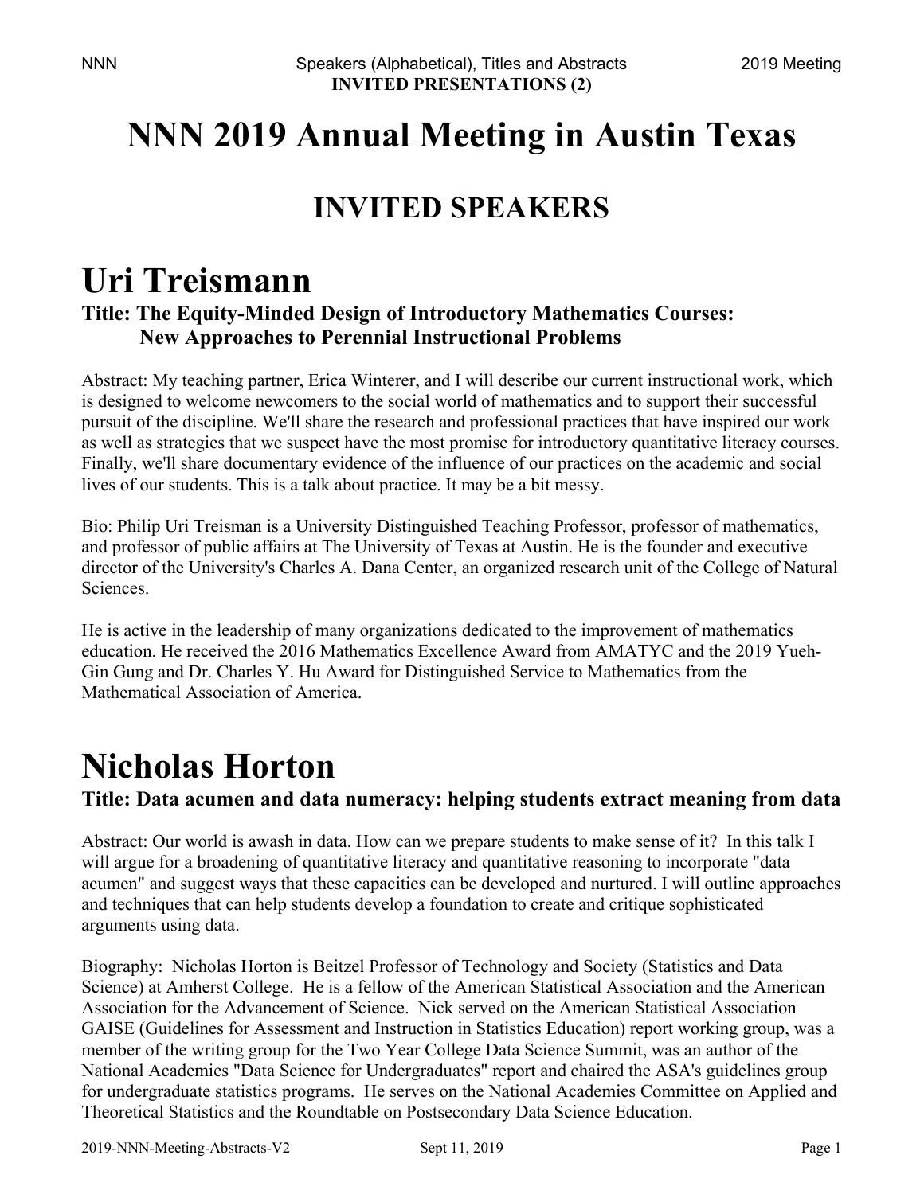INVITED PRESENTATIONS (2)

# NNN 2019 Annual Meeting in Austin Texas

## INVITED SPEAKERS

# Uri Treismann

### Title: The Equity-Minded Design of Introductory Mathematics Courses: New Approaches to Perennial Instructional Problems

Abstract: My teaching partner, Erica Winterer, and I will describe our current instructional work, which is designed to welcome newcomers to the social world of mathematics and to support their successful pursuit of the discipline. We'll share the research and professional practices that have inspired our work as well as strategies that we suspect have the most promise for introductory quantitative literacy courses. Finally, we'll share documentary evidence of the influence of our practices on the academic and social lives of our students. This is a talk about practice. It may be a bit messy.

Bio: Philip Uri Treisman is a University Distinguished Teaching Professor, professor of mathematics, and professor of public affairs at The University of Texas at Austin. He is the founder and executive director of the University's Charles A. Dana Center, an organized research unit of the College of Natural Sciences.

He is active in the leadership of many organizations dedicated to the improvement of mathematics education. He received the 2016 Mathematics Excellence Award from AMATYC and the 2019 Yueh-Gin Gung and Dr. Charles Y. Hu Award for Distinguished Service to Mathematics from the Mathematical Association of America.

# Nicholas Horton

### Title: Data acumen and data numeracy: helping students extract meaning from data

Abstract: Our world is awash in data. How can we prepare students to make sense of it? In this talk I will argue for a broadening of quantitative literacy and quantitative reasoning to incorporate "data acumen" and suggest ways that these capacities can be developed and nurtured. I will outline approaches and techniques that can help students develop a foundation to create and critique sophisticated arguments using data.

Biography: Nicholas Horton is Beitzel Professor of Technology and Society (Statistics and Data Science) at Amherst College. He is a fellow of the American Statistical Association and the American Association for the Advancement of Science. Nick served on the American Statistical Association GAISE (Guidelines for Assessment and Instruction in Statistics Education) report working group, was a member of the writing group for the Two Year College Data Science Summit, was an author of the National Academies "Data Science for Undergraduates" report and chaired the ASA's guidelines group for undergraduate statistics programs. He serves on the National Academies Committee on Applied and Theoretical Statistics and the Roundtable on Postsecondary Data Science Education.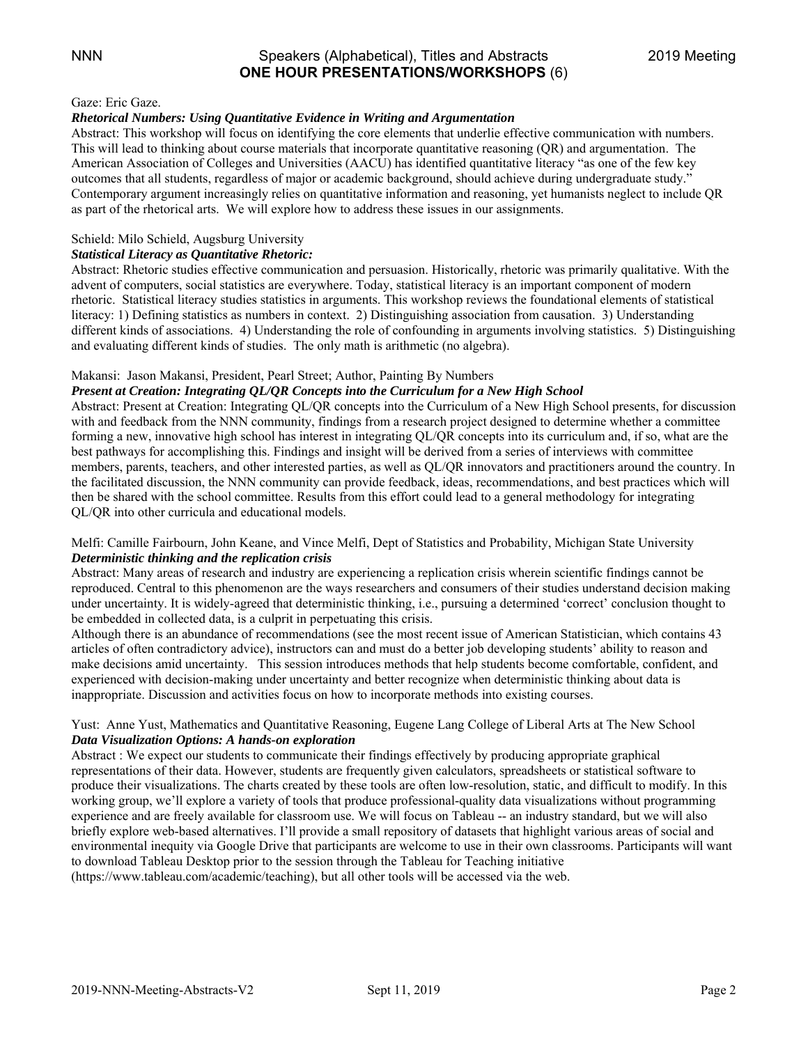## ONE HOUR PRESENTATIONS/WORKSHOPS (6)

Gaze: Eric Gaze.

***Rhetorical Numbers: Using Quantitative Evidence in Writing and Argumentation***

Abstract: This workshop will focus on identifying the core elements that underlie effective communication with numbers. This will lead to thinking about course materials that incorporate quantitative reasoning (QR) and argumentation. The American Association of Colleges and Universities (AACU) has identified quantitative literacy "as one of the few key outcomes that all students, regardless of major or academic background, should achieve during undergraduate study." Contemporary argument increasingly relies on quantitative information and reasoning, yet humanists neglect to include QR as part of the rhetorical arts. We will explore how to address these issues in our assignments.

Schield: Milo Schield, Augsburg University

***Statistical Literacy as Quantitative Rhetoric:***

Abstract: Rhetoric studies effective communication and persuasion. Historically, rhetoric was primarily qualitative. With the advent of computers, social statistics are everywhere. Today, statistical literacy is an important component of modern rhetoric. Statistical literacy studies statistics in arguments. This workshop reviews the foundational elements of statistical literacy: 1) Defining statistics as numbers in context. 2) Distinguishing association from causation. 3) Understanding different kinds of associations. 4) Understanding the role of confounding in arguments involving statistics. 5) Distinguishing and evaluating different kinds of studies. The only math is arithmetic (no algebra).

Makansi: Jason Makansi, President, Pearl Street; Author, Painting By Numbers

***Present at Creation: Integrating QL/QR Concepts into the Curriculum for a New High School***

Abstract: Present at Creation: Integrating QL/QR concepts into the Curriculum of a New High School presents, for discussion with and feedback from the NNN community, findings from a research project designed to determine whether a committee forming a new, innovative high school has interest in integrating QL/QR concepts into its curriculum and, if so, what are the best pathways for accomplishing this. Findings and insight will be derived from a series of interviews with committee members, parents, teachers, and other interested parties, as well as QL/QR innovators and practitioners around the country. In the facilitated discussion, the NNN community can provide feedback, ideas, recommendations, and best practices which will then be shared with the school committee. Results from this effort could lead to a general methodology for integrating QL/QR into other curricula and educational models.

Melfi: Camille Fairbourn, John Keane, and Vince Melfi, Dept of Statistics and Probability, Michigan State University

***Deterministic thinking and the replication crisis***

Abstract: Many areas of research and industry are experiencing a replication crisis wherein scientific findings cannot be reproduced. Central to this phenomenon are the ways researchers and consumers of their studies understand decision making under uncertainty. It is widely-agreed that deterministic thinking, i.e., pursuing a determined 'correct' conclusion thought to be embedded in collected data, is a culprit in perpetuating this crisis.

Although there is an abundance of recommendations (see the most recent issue of American Statistician, which contains 43 articles of often contradictory advice), instructors can and must do a better job developing students' ability to reason and make decisions amid uncertainty. This session introduces methods that help students become comfortable, confident, and experienced with decision-making under uncertainty and better recognize when deterministic thinking about data is inappropriate. Discussion and activities focus on how to incorporate methods into existing courses.

Yust: Anne Yust, Mathematics and Quantitative Reasoning, Eugene Lang College of Liberal Arts at The New School

***Data Visualization Options: A hands-on exploration***

Abstract : We expect our students to communicate their findings effectively by producing appropriate graphical representations of their data. However, students are frequently given calculators, spreadsheets or statistical software to produce their visualizations. The charts created by these tools are often low-resolution, static, and difficult to modify. In this working group, we'll explore a variety of tools that produce professional-quality data visualizations without programming experience and are freely available for classroom use. We will focus on Tableau -- an industry standard, but we will also briefly explore web-based alternatives. I'll provide a small repository of datasets that highlight various areas of social and environmental inequity via Google Drive that participants are welcome to use in their own classrooms. Participants will want to download Tableau Desktop prior to the session through the Tableau for Teaching initiative (https://www.tableau.com/academic/teaching), but all other tools will be accessed via the web.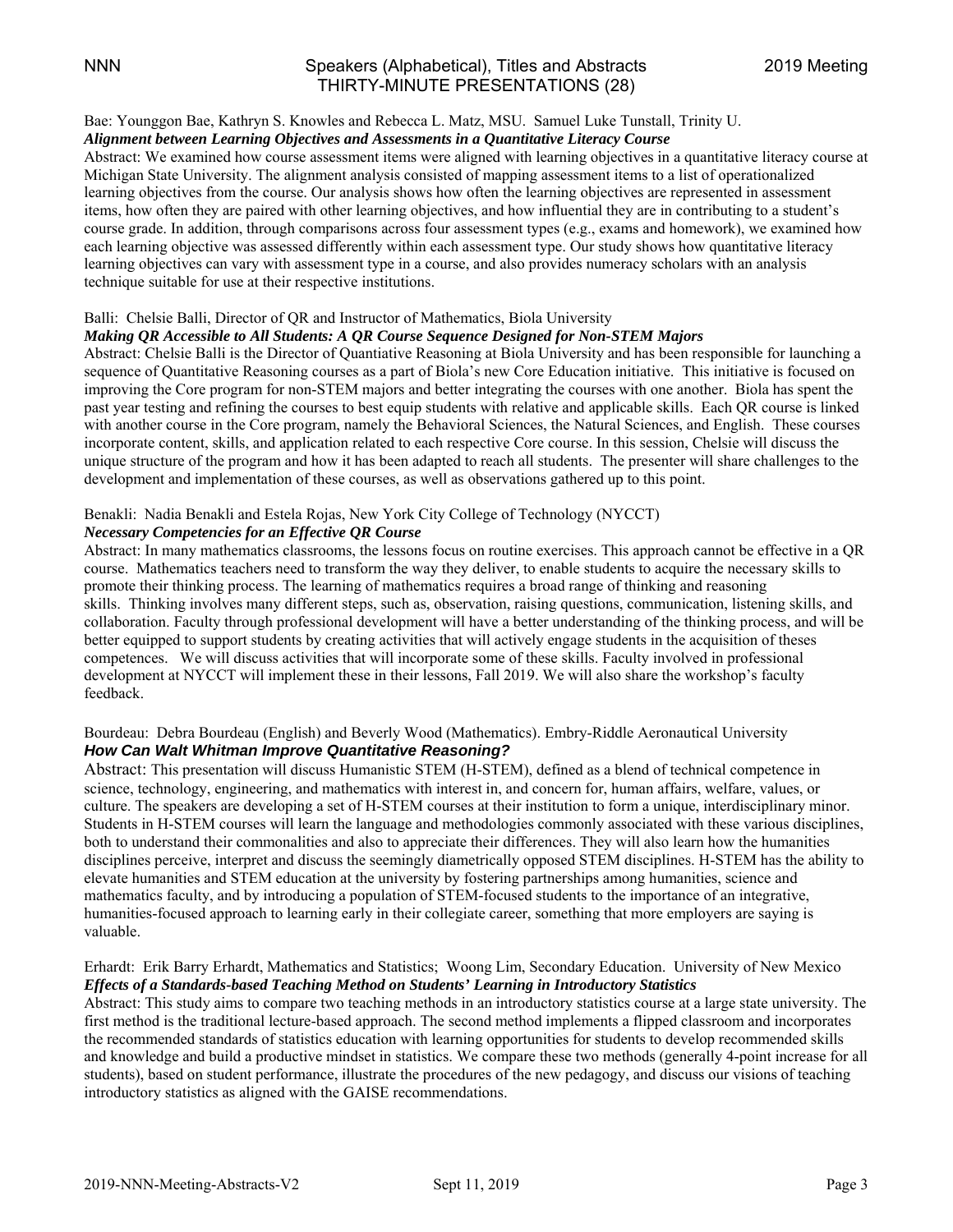Bae: Younggon Bae, Kathryn S. Knowles and Rebecca L. Matz, MSU. Samuel Luke Tunstall, Trinity U.
***Alignment between Learning Objectives and Assessments in a Quantitative Literacy Course***
Abstract: We examined how course assessment items were aligned with learning objectives in a quantitative literacy course at Michigan State University. The alignment analysis consisted of mapping assessment items to a list of operationalized learning objectives from the course. Our analysis shows how often the learning objectives are represented in assessment items, how often they are paired with other learning objectives, and how influential they are in contributing to a student's course grade. In addition, through comparisons across four assessment types (e.g., exams and homework), we examined how each learning objective was assessed differently within each assessment type. Our study shows how quantitative literacy learning objectives can vary with assessment type in a course, and also provides numeracy scholars with an analysis technique suitable for use at their respective institutions.

Balli: Chelsie Balli, Director of QR and Instructor of Mathematics, Biola University
***Making QR Accessible to All Students: A QR Course Sequence Designed for Non-STEM Majors***
Abstract: Chelsie Balli is the Director of Quantiative Reasoning at Biola University and has been responsible for launching a sequence of Quantitative Reasoning courses as a part of Biola's new Core Education initiative. This initiative is focused on improving the Core program for non-STEM majors and better integrating the courses with one another. Biola has spent the past year testing and refining the courses to best equip students with relative and applicable skills. Each QR course is linked with another course in the Core program, namely the Behavioral Sciences, the Natural Sciences, and English. These courses incorporate content, skills, and application related to each respective Core course. In this session, Chelsie will discuss the unique structure of the program and how it has been adapted to reach all students. The presenter will share challenges to the development and implementation of these courses, as well as observations gathered up to this point.

Benakli: Nadia Benakli and Estela Rojas, New York City College of Technology (NYCCT)
***Necessary Competencies for an Effective QR Course***
Abstract: In many mathematics classrooms, the lessons focus on routine exercises. This approach cannot be effective in a QR course. Mathematics teachers need to transform the way they deliver, to enable students to acquire the necessary skills to promote their thinking process. The learning of mathematics requires a broad range of thinking and reasoning skills. Thinking involves many different steps, such as, observation, raising questions, communication, listening skills, and collaboration. Faculty through professional development will have a better understanding of the thinking process, and will be better equipped to support students by creating activities that will actively engage students in the acquisition of theses competences. We will discuss activities that will incorporate some of these skills. Faculty involved in professional development at NYCCT will implement these in their lessons, Fall 2019. We will also share the workshop's faculty feedback.

Bourdeau: Debra Bourdeau (English) and Beverly Wood (Mathematics). Embry-Riddle Aeronautical University
***How Can Walt Whitman Improve Quantitative Reasoning?***
Abstract: This presentation will discuss Humanistic STEM (H-STEM), defined as a blend of technical competence in science, technology, engineering, and mathematics with interest in, and concern for, human affairs, welfare, values, or culture. The speakers are developing a set of H-STEM courses at their institution to form a unique, interdisciplinary minor. Students in H-STEM courses will learn the language and methodologies commonly associated with these various disciplines, both to understand their commonalities and also to appreciate their differences. They will also learn how the humanities disciplines perceive, interpret and discuss the seemingly diametrically opposed STEM disciplines. H-STEM has the ability to elevate humanities and STEM education at the university by fostering partnerships among humanities, science and mathematics faculty, and by introducing a population of STEM-focused students to the importance of an integrative, humanities-focused approach to learning early in their collegiate career, something that more employers are saying is valuable.

Erhardt: Erik Barry Erhardt, Mathematics and Statistics; Woong Lim, Secondary Education. University of New Mexico
***Effects of a Standards-based Teaching Method on Students' Learning in Introductory Statistics***
Abstract: This study aims to compare two teaching methods in an introductory statistics course at a large state university. The first method is the traditional lecture-based approach. The second method implements a flipped classroom and incorporates the recommended standards of statistics education with learning opportunities for students to develop recommended skills and knowledge and build a productive mindset in statistics. We compare these two methods (generally 4-point increase for all students), based on student performance, illustrate the procedures of the new pedagogy, and discuss our visions of teaching introductory statistics as aligned with the GAISE recommendations.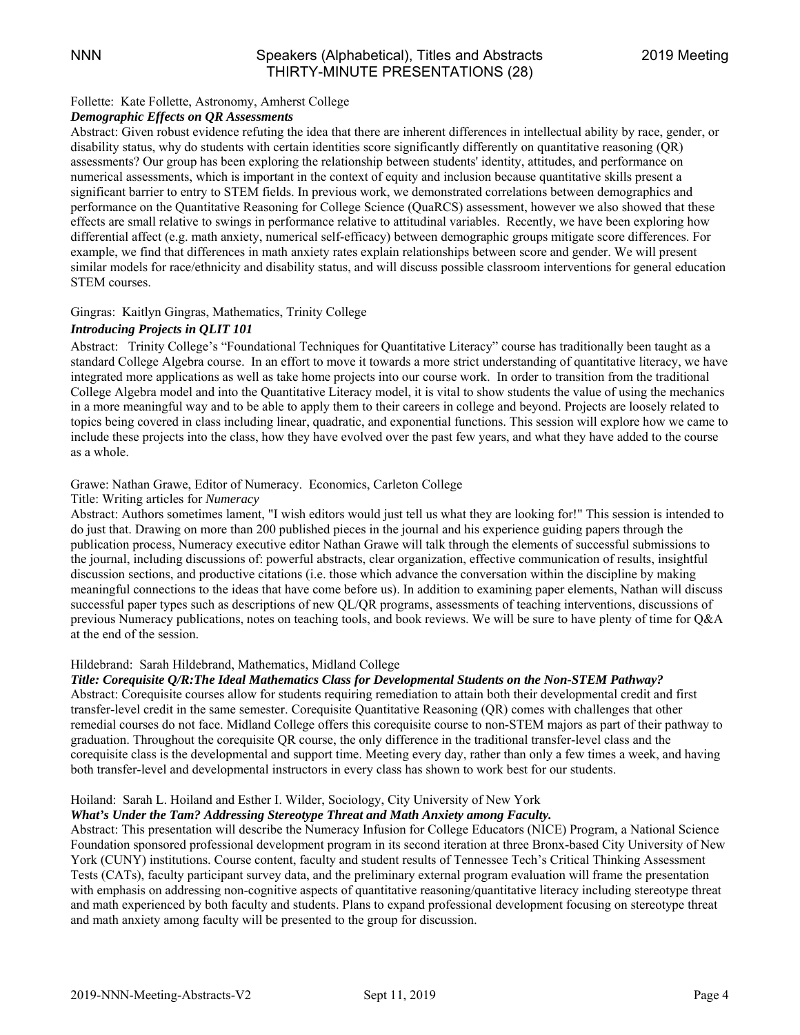Follette: Kate Follette, Astronomy, Amherst College

***Demographic Effects on QR Assessments***

Abstract: Given robust evidence refuting the idea that there are inherent differences in intellectual ability by race, gender, or disability status, why do students with certain identities score significantly differently on quantitative reasoning (QR) assessments? Our group has been exploring the relationship between students' identity, attitudes, and performance on numerical assessments, which is important in the context of equity and inclusion because quantitative skills present a significant barrier to entry to STEM fields. In previous work, we demonstrated correlations between demographics and performance on the Quantitative Reasoning for College Science (QuaRCS) assessment, however we also showed that these effects are small relative to swings in performance relative to attitudinal variables. Recently, we have been exploring how differential affect (e.g. math anxiety, numerical self-efficacy) between demographic groups mitigate score differences. For example, we find that differences in math anxiety rates explain relationships between score and gender. We will present similar models for race/ethnicity and disability status, and will discuss possible classroom interventions for general education STEM courses.

Gingras: Kaitlyn Gingras, Mathematics, Trinity College

***Introducing Projects in QLIT 101***

Abstract: Trinity College's "Foundational Techniques for Quantitative Literacy" course has traditionally been taught as a standard College Algebra course. In an effort to move it towards a more strict understanding of quantitative literacy, we have integrated more applications as well as take home projects into our course work. In order to transition from the traditional College Algebra model and into the Quantitative Literacy model, it is vital to show students the value of using the mechanics in a more meaningful way and to be able to apply them to their careers in college and beyond. Projects are loosely related to topics being covered in class including linear, quadratic, and exponential functions. This session will explore how we came to include these projects into the class, how they have evolved over the past few years, and what they have added to the course as a whole.

Grawe: Nathan Grawe, Editor of Numeracy. Economics, Carleton College

Title: Writing articles for *Numeracy*

Abstract: Authors sometimes lament, "I wish editors would just tell us what they are looking for!" This session is intended to do just that. Drawing on more than 200 published pieces in the journal and his experience guiding papers through the publication process, Numeracy executive editor Nathan Grawe will talk through the elements of successful submissions to the journal, including discussions of: powerful abstracts, clear organization, effective communication of results, insightful discussion sections, and productive citations (i.e. those which advance the conversation within the discipline by making meaningful connections to the ideas that have come before us). In addition to examining paper elements, Nathan will discuss successful paper types such as descriptions of new QL/QR programs, assessments of teaching interventions, discussions of previous Numeracy publications, notes on teaching tools, and book reviews. We will be sure to have plenty of time for Q&A at the end of the session.

Hildebrand: Sarah Hildebrand, Mathematics, Midland College

***Title: Corequisite Q/R:The Ideal Mathematics Class for Developmental Students on the Non-STEM Pathway?***

Abstract: Corequisite courses allow for students requiring remediation to attain both their developmental credit and first transfer-level credit in the same semester. Corequisite Quantitative Reasoning (QR) comes with challenges that other remedial courses do not face. Midland College offers this corequisite course to non-STEM majors as part of their pathway to graduation. Throughout the corequisite QR course, the only difference in the traditional transfer-level class and the corequisite class is the developmental and support time. Meeting every day, rather than only a few times a week, and having both transfer-level and developmental instructors in every class has shown to work best for our students.

Hoiland: Sarah L. Hoiland and Esther I. Wilder, Sociology, City University of New York

***What's Under the Tam? Addressing Stereotype Threat and Math Anxiety among Faculty.***

Abstract: This presentation will describe the Numeracy Infusion for College Educators (NICE) Program, a National Science Foundation sponsored professional development program in its second iteration at three Bronx-based City University of New York (CUNY) institutions. Course content, faculty and student results of Tennessee Tech's Critical Thinking Assessment Tests (CATs), faculty participant survey data, and the preliminary external program evaluation will frame the presentation with emphasis on addressing non-cognitive aspects of quantitative reasoning/quantitative literacy including stereotype threat and math experienced by both faculty and students. Plans to expand professional development focusing on stereotype threat and math anxiety among faculty will be presented to the group for discussion.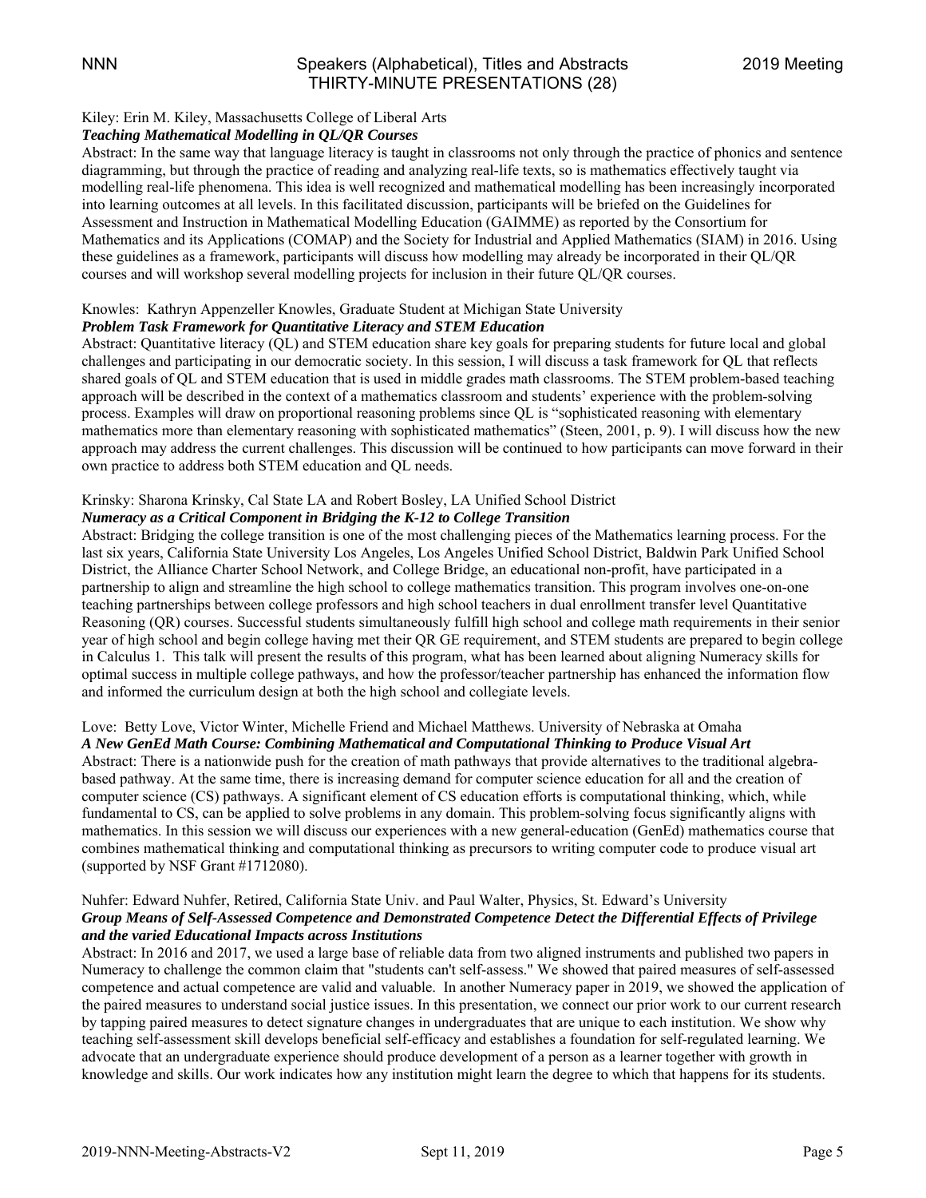Kiley: Erin M. Kiley, Massachusetts College of Liberal Arts

***Teaching Mathematical Modelling in QL/QR Courses***

Abstract: In the same way that language literacy is taught in classrooms not only through the practice of phonics and sentence diagramming, but through the practice of reading and analyzing real-life texts, so is mathematics effectively taught via modelling real-life phenomena. This idea is well recognized and mathematical modelling has been increasingly incorporated into learning outcomes at all levels. In this facilitated discussion, participants will be briefed on the Guidelines for Assessment and Instruction in Mathematical Modelling Education (GAIMME) as reported by the Consortium for Mathematics and its Applications (COMAP) and the Society for Industrial and Applied Mathematics (SIAM) in 2016. Using these guidelines as a framework, participants will discuss how modelling may already be incorporated in their QL/QR courses and will workshop several modelling projects for inclusion in their future QL/QR courses.

Knowles: Kathryn Appenzeller Knowles, Graduate Student at Michigan State University

***Problem Task Framework for Quantitative Literacy and STEM Education***

Abstract: Quantitative literacy (QL) and STEM education share key goals for preparing students for future local and global challenges and participating in our democratic society. In this session, I will discuss a task framework for QL that reflects shared goals of QL and STEM education that is used in middle grades math classrooms. The STEM problem-based teaching approach will be described in the context of a mathematics classroom and students' experience with the problem-solving process. Examples will draw on proportional reasoning problems since QL is "sophisticated reasoning with elementary mathematics more than elementary reasoning with sophisticated mathematics" (Steen, 2001, p. 9). I will discuss how the new approach may address the current challenges. This discussion will be continued to how participants can move forward in their own practice to address both STEM education and QL needs.

Krinsky: Sharona Krinsky, Cal State LA and Robert Bosley, LA Unified School District

***Numeracy as a Critical Component in Bridging the K-12 to College Transition***

Abstract: Bridging the college transition is one of the most challenging pieces of the Mathematics learning process. For the last six years, California State University Los Angeles, Los Angeles Unified School District, Baldwin Park Unified School District, the Alliance Charter School Network, and College Bridge, an educational non-profit, have participated in a partnership to align and streamline the high school to college mathematics transition. This program involves one-on-one teaching partnerships between college professors and high school teachers in dual enrollment transfer level Quantitative Reasoning (QR) courses. Successful students simultaneously fulfill high school and college math requirements in their senior year of high school and begin college having met their QR GE requirement, and STEM students are prepared to begin college in Calculus 1. This talk will present the results of this program, what has been learned about aligning Numeracy skills for optimal success in multiple college pathways, and how the professor/teacher partnership has enhanced the information flow and informed the curriculum design at both the high school and collegiate levels.

Love: Betty Love, Victor Winter, Michelle Friend and Michael Matthews. University of Nebraska at Omaha

***A New GenEd Math Course: Combining Mathematical and Computational Thinking to Produce Visual Art***

Abstract: There is a nationwide push for the creation of math pathways that provide alternatives to the traditional algebra-based pathway. At the same time, there is increasing demand for computer science education for all and the creation of computer science (CS) pathways. A significant element of CS education efforts is computational thinking, which, while fundamental to CS, can be applied to solve problems in any domain. This problem-solving focus significantly aligns with mathematics. In this session we will discuss our experiences with a new general-education (GenEd) mathematics course that combines mathematical thinking and computational thinking as precursors to writing computer code to produce visual art (supported by NSF Grant #1712080).

Nuhfer: Edward Nuhfer, Retired, California State Univ. and Paul Walter, Physics, St. Edward's University

***Group Means of Self-Assessed Competence and Demonstrated Competence Detect the Differential Effects of Privilege and the varied Educational Impacts across Institutions***

Abstract: In 2016 and 2017, we used a large base of reliable data from two aligned instruments and published two papers in Numeracy to challenge the common claim that "students can't self-assess." We showed that paired measures of self-assessed competence and actual competence are valid and valuable. In another Numeracy paper in 2019, we showed the application of the paired measures to understand social justice issues. In this presentation, we connect our prior work to our current research by tapping paired measures to detect signature changes in undergraduates that are unique to each institution. We show why teaching self-assessment skill develops beneficial self-efficacy and establishes a foundation for self-regulated learning. We advocate that an undergraduate experience should produce development of a person as a learner together with growth in knowledge and skills. Our work indicates how any institution might learn the degree to which that happens for its students.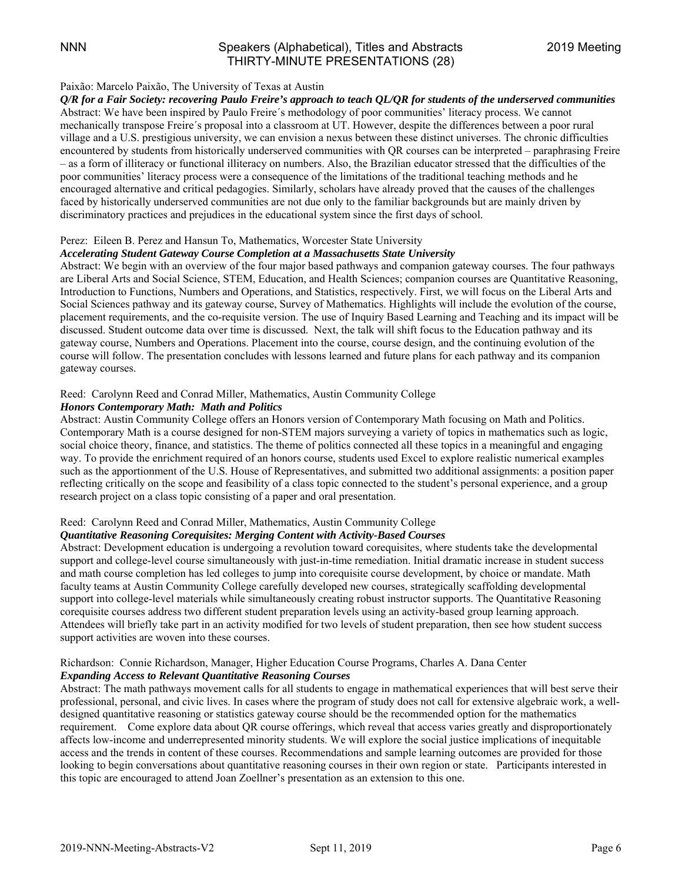Paixão: Marcelo Paixão, The University of Texas at Austin

***Q/R for a Fair Society: recovering Paulo Freire's approach to teach QL/QR for students of the underserved communities***

Abstract: We have been inspired by Paulo Freire´s methodology of poor communities' literacy process. We cannot mechanically transpose Freire´s proposal into a classroom at UT. However, despite the differences between a poor rural village and a U.S. prestigious university, we can envision a nexus between these distinct universes. The chronic difficulties encountered by students from historically underserved communities with QR courses can be interpreted – paraphrasing Freire – as a form of illiteracy or functional illiteracy on numbers. Also, the Brazilian educator stressed that the difficulties of the poor communities' literacy process were a consequence of the limitations of the traditional teaching methods and he encouraged alternative and critical pedagogies. Similarly, scholars have already proved that the causes of the challenges faced by historically underserved communities are not due only to the familiar backgrounds but are mainly driven by discriminatory practices and prejudices in the educational system since the first days of school.

Perez: Eileen B. Perez and Hansun To, Mathematics, Worcester State University

***Accelerating Student Gateway Course Completion at a Massachusetts State University***

Abstract: We begin with an overview of the four major based pathways and companion gateway courses. The four pathways are Liberal Arts and Social Science, STEM, Education, and Health Sciences; companion courses are Quantitative Reasoning, Introduction to Functions, Numbers and Operations, and Statistics, respectively. First, we will focus on the Liberal Arts and Social Sciences pathway and its gateway course, Survey of Mathematics. Highlights will include the evolution of the course, placement requirements, and the co-requisite version. The use of Inquiry Based Learning and Teaching and its impact will be discussed. Student outcome data over time is discussed. Next, the talk will shift focus to the Education pathway and its gateway course, Numbers and Operations. Placement into the course, course design, and the continuing evolution of the course will follow. The presentation concludes with lessons learned and future plans for each pathway and its companion gateway courses.

Reed: Carolynn Reed and Conrad Miller, Mathematics, Austin Community College

***Honors Contemporary Math: Math and Politics***

Abstract: Austin Community College offers an Honors version of Contemporary Math focusing on Math and Politics. Contemporary Math is a course designed for non-STEM majors surveying a variety of topics in mathematics such as logic, social choice theory, finance, and statistics. The theme of politics connected all these topics in a meaningful and engaging way. To provide the enrichment required of an honors course, students used Excel to explore realistic numerical examples such as the apportionment of the U.S. House of Representatives, and submitted two additional assignments: a position paper reflecting critically on the scope and feasibility of a class topic connected to the student's personal experience, and a group research project on a class topic consisting of a paper and oral presentation.

Reed: Carolynn Reed and Conrad Miller, Mathematics, Austin Community College

***Quantitative Reasoning Corequisites: Merging Content with Activity-Based Courses***

Abstract: Development education is undergoing a revolution toward corequisites, where students take the developmental support and college-level course simultaneously with just-in-time remediation. Initial dramatic increase in student success and math course completion has led colleges to jump into corequisite course development, by choice or mandate. Math faculty teams at Austin Community College carefully developed new courses, strategically scaffolding developmental support into college-level materials while simultaneously creating robust instructor supports. The Quantitative Reasoning corequisite courses address two different student preparation levels using an activity-based group learning approach. Attendees will briefly take part in an activity modified for two levels of student preparation, then see how student success support activities are woven into these courses.

Richardson: Connie Richardson, Manager, Higher Education Course Programs, Charles A. Dana Center

***Expanding Access to Relevant Quantitative Reasoning Courses***

Abstract: The math pathways movement calls for all students to engage in mathematical experiences that will best serve their professional, personal, and civic lives. In cases where the program of study does not call for extensive algebraic work, a well-designed quantitative reasoning or statistics gateway course should be the recommended option for the mathematics requirement. Come explore data about QR course offerings, which reveal that access varies greatly and disproportionately affects low-income and underrepresented minority students. We will explore the social justice implications of inequitable access and the trends in content of these courses. Recommendations and sample learning outcomes are provided for those looking to begin conversations about quantitative reasoning courses in their own region or state. Participants interested in this topic are encouraged to attend Joan Zoellner's presentation as an extension to this one.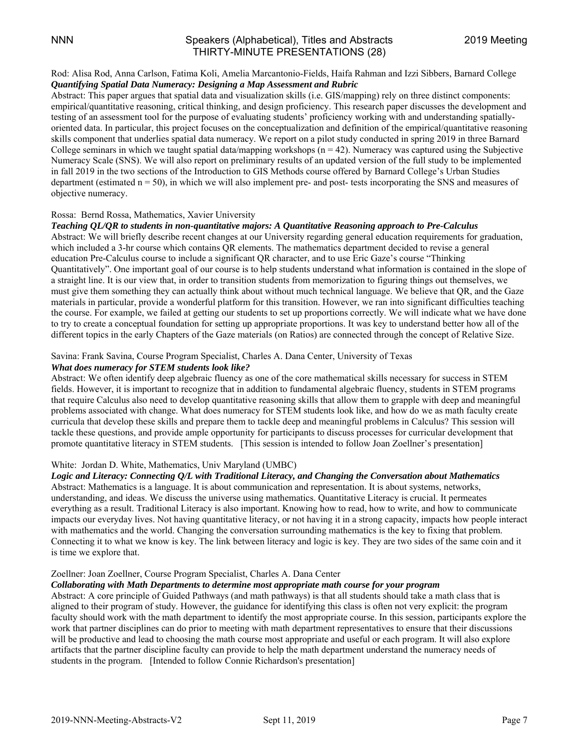Rod: Alisa Rod, Anna Carlson, Fatima Koli, Amelia Marcantonio-Fields, Haifa Rahman and Izzi Sibbers, Barnard College
***Quantifying Spatial Data Numeracy: Designing a Map Assessment and Rubric***
Abstract: This paper argues that spatial data and visualization skills (i.e. GIS/mapping) rely on three distinct components: empirical/quantitative reasoning, critical thinking, and design proficiency. This research paper discusses the development and testing of an assessment tool for the purpose of evaluating students' proficiency working with and understanding spatially-oriented data. In particular, this project focuses on the conceptualization and definition of the empirical/quantitative reasoning skills component that underlies spatial data numeracy. We report on a pilot study conducted in spring 2019 in three Barnard College seminars in which we taught spatial data/mapping workshops ($n = 42$). Numeracy was captured using the Subjective Numeracy Scale (SNS). We will also report on preliminary results of an updated version of the full study to be implemented in fall 2019 in the two sections of the Introduction to GIS Methods course offered by Barnard College's Urban Studies department (estimated $n = 50$), in which we will also implement pre- and post- tests incorporating the SNS and measures of objective numeracy.

Rossa: Bernd Rossa, Mathematics, Xavier University
***Teaching QL/QR to students in non-quantitative majors: A Quantitative Reasoning approach to Pre-Calculus***
Abstract: We will briefly describe recent changes at our University regarding general education requirements for graduation, which included a 3-hr course which contains QR elements. The mathematics department decided to revise a general education Pre-Calculus course to include a significant QR character, and to use Eric Gaze's course "Thinking Quantitatively". One important goal of our course is to help students understand what information is contained in the slope of a straight line. It is our view that, in order to transition students from memorization to figuring things out themselves, we must give them something they can actually think about without much technical language. We believe that QR, and the Gaze materials in particular, provide a wonderful platform for this transition. However, we ran into significant difficulties teaching the course. For example, we failed at getting our students to set up proportions correctly. We will indicate what we have done to try to create a conceptual foundation for setting up appropriate proportions. It was key to understand better how all of the different topics in the early Chapters of the Gaze materials (on Ratios) are connected through the concept of Relative Size.

Savina: Frank Savina, Course Program Specialist, Charles A. Dana Center, University of Texas
***What does numeracy for STEM students look like?***
Abstract: We often identify deep algebraic fluency as one of the core mathematical skills necessary for success in STEM fields. However, it is important to recognize that in addition to fundamental algebraic fluency, students in STEM programs that require Calculus also need to develop quantitative reasoning skills that allow them to grapple with deep and meaningful problems associated with change. What does numeracy for STEM students look like, and how do we as math faculty create curricula that develop these skills and prepare them to tackle deep and meaningful problems in Calculus? This session will tackle these questions, and provide ample opportunity for participants to discuss processes for curricular development that promote quantitative literacy in STEM students. [This session is intended to follow Joan Zoellner's presentation]

White: Jordan D. White, Mathematics, Univ Maryland (UMBC)
***Logic and Literacy: Connecting Q/L with Traditional Literacy, and Changing the Conversation about Mathematics***
Abstract: Mathematics is a language. It is about communication and representation. It is about systems, networks, understanding, and ideas. We discuss the universe using mathematics. Quantitative Literacy is crucial. It permeates everything as a result. Traditional Literacy is also important. Knowing how to read, how to write, and how to communicate impacts our everyday lives. Not having quantitative literacy, or not having it in a strong capacity, impacts how people interact with mathematics and the world. Changing the conversation surrounding mathematics is the key to fixing that problem. Connecting it to what we know is key. The link between literacy and logic is key. They are two sides of the same coin and it is time we explore that.

Zoellner: Joan Zoellner, Course Program Specialist, Charles A. Dana Center
***Collaborating with Math Departments to determine most appropriate math course for your program***
Abstract: A core principle of Guided Pathways (and math pathways) is that all students should take a math class that is aligned to their program of study. However, the guidance for identifying this class is often not very explicit: the program faculty should work with the math department to identify the most appropriate course. In this session, participants explore the work that partner disciplines can do prior to meeting with math department representatives to ensure that their discussions will be productive and lead to choosing the math course most appropriate and useful or each program. It will also explore artifacts that the partner discipline faculty can provide to help the math department understand the numeracy needs of students in the program. [Intended to follow Connie Richardson's presentation]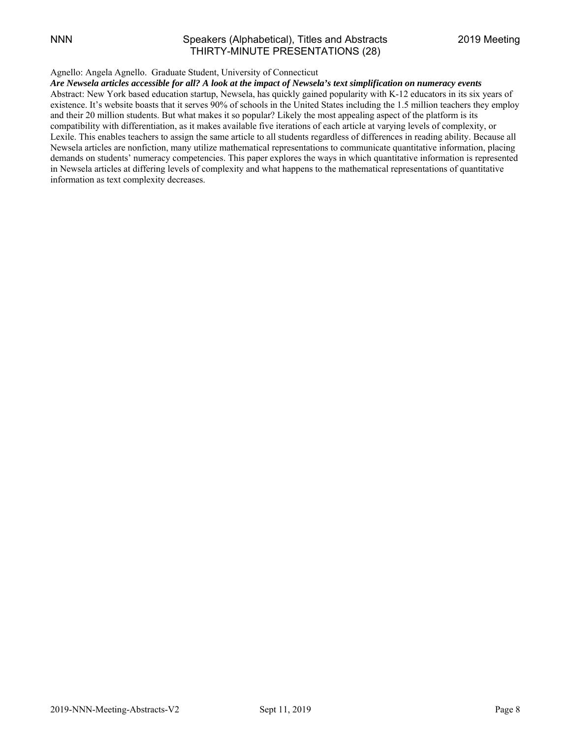Agnello: Angela Agnello. Graduate Student, University of Connecticut

***Are Newsela articles accessible for all? A look at the impact of Newsela's text simplification on numeracy events***

Abstract: New York based education startup, Newsela, has quickly gained popularity with K-12 educators in its six years of existence. It's website boasts that it serves 90% of schools in the United States including the 1.5 million teachers they employ and their 20 million students. But what makes it so popular? Likely the most appealing aspect of the platform is its compatibility with differentiation, as it makes available five iterations of each article at varying levels of complexity, or Lexile. This enables teachers to assign the same article to all students regardless of differences in reading ability. Because all Newsela articles are nonfiction, many utilize mathematical representations to communicate quantitative information, placing demands on students' numeracy competencies. This paper explores the ways in which quantitative information is represented in Newsela articles at differing levels of complexity and what happens to the mathematical representations of quantitative information as text complexity decreases.